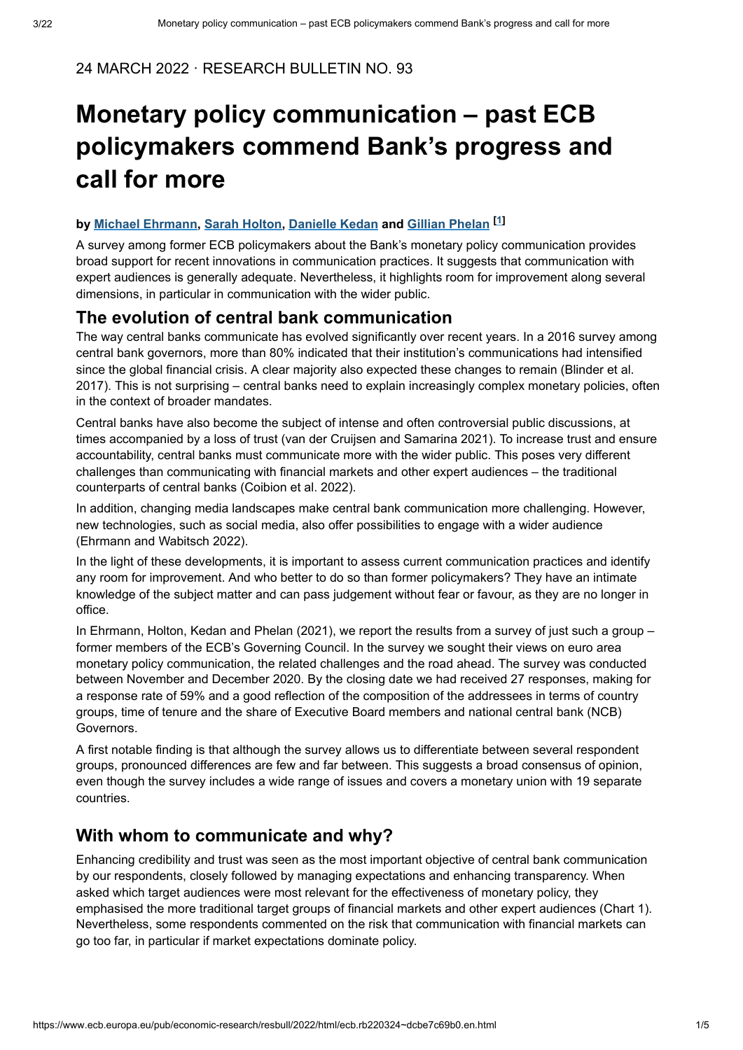24 MARCH 2022 · RESEARCH BULLETIN NO. 93

# Monetary policy communication – past ECB policymakers commend Bank's progress and call for more

**by Michael Ehrmann, Sarah Holton, Danielle Kedan and Gillian Phelan [1]**

A survey among former ECB policymakers about the Bank's monetary policy communication provides broad support for recent innovations in communication practices. It suggests that communication with expert audiences is generally adequate. Nevertheless, it highlights room for improvement along several dimensions, in particular in communication with the wider public.

## The evolution of central bank communication

The way central banks communicate has evolved significantly over recent years. In a 2016 survey among central bank governors, more than 80% indicated that their institution's communications had intensified since the global financial crisis. A clear majority also expected these changes to remain (Blinder et al. 2017). This is not surprising – central banks need to explain increasingly complex monetary policies, often in the context of broader mandates.

Central banks have also become the subject of intense and often controversial public discussions, at times accompanied by a loss of trust (van der Cruijsen and Samarina 2021). To increase trust and ensure accountability, central banks must communicate more with the wider public. This poses very different challenges than communicating with financial markets and other expert audiences – the traditional counterparts of central banks (Coibion et al. 2022).

In addition, changing media landscapes make central bank communication more challenging. However, new technologies, such as social media, also offer possibilities to engage with a wider audience (Ehrmann and Wabitsch 2022).

In the light of these developments, it is important to assess current communication practices and identify any room for improvement. And who better to do so than former policymakers? They have an intimate knowledge of the subject matter and can pass judgement without fear or favour, as they are no longer in office.

In Ehrmann, Holton, Kedan and Phelan (2021), we report the results from a survey of just such a group – former members of the ECB's Governing Council. In the survey we sought their views on euro area monetary policy communication, the related challenges and the road ahead. The survey was conducted between November and December 2020. By the closing date we had received 27 responses, making for a response rate of 59% and a good reflection of the composition of the addressees in terms of country groups, time of tenure and the share of Executive Board members and national central bank (NCB) Governors.

A first notable finding is that although the survey allows us to differentiate between several respondent groups, pronounced differences are few and far between. This suggests a broad consensus of opinion, even though the survey includes a wide range of issues and covers a monetary union with 19 separate countries.

## With whom to communicate and why?

Enhancing credibility and trust was seen as the most important objective of central bank communication by our respondents, closely followed by managing expectations and enhancing transparency. When asked which target audiences were most relevant for the effectiveness of monetary policy, they emphasised the more traditional target groups of financial markets and other expert audiences (Chart 1). Nevertheless, some respondents commented on the risk that communication with financial markets can go too far, in particular if market expectations dominate policy.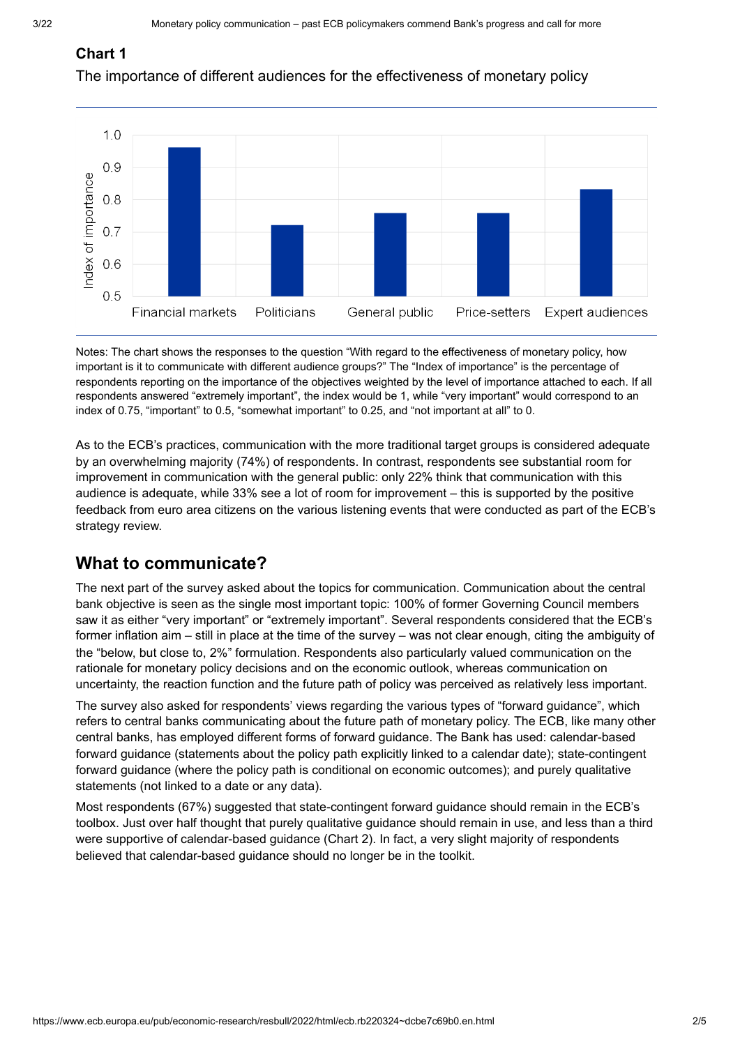**Chart 1**

The importance of different audiences for the effectiveness of monetary policy

Notes: The chart shows the responses to the question "With regard to the effectiveness of monetary policy, how important is it to communicate with different audience groups?" The "Index of importance" is the percentage of respondents reporting on the importance of the objectives weighted by the level of importance attached to each. If all respondents answered "extremely important", the index would be 1, while "very important" would correspond to an index of 0.75, "important" to 0.5, "somewhat important" to 0.25, and "not important at all" to 0.

As to the ECB's practices, communication with the more traditional target groups is considered adequate by an overwhelming majority (74%) of respondents. In contrast, respondents see substantial room for improvement in communication with the general public: only 22% think that communication with this audience is adequate, while 33% see a lot of room for improvement – this is supported by the positive feedback from euro area citizens on the various listening events that were conducted as part of the ECB's strategy review.

## What to communicate?

The next part of the survey asked about the topics for communication. Communication about the central bank objective is seen as the single most important topic: 100% of former Governing Council members saw it as either "very important" or "extremely important". Several respondents considered that the ECB's former inflation aim – still in place at the time of the survey – was not clear enough, citing the ambiguity of the "below, but close to, 2%" formulation. Respondents also particularly valued communication on the rationale for monetary policy decisions and on the economic outlook, whereas communication on uncertainty, the reaction function and the future path of policy was perceived as relatively less important.

The survey also asked for respondents' views regarding the various types of "forward guidance", which refers to central banks communicating about the future path of monetary policy. The ECB, like many other central banks, has employed different forms of forward guidance. The Bank has used: calendar-based forward guidance (statements about the policy path explicitly linked to a calendar date); state-contingent forward guidance (where the policy path is conditional on economic outcomes); and purely qualitative statements (not linked to a date or any data).

Most respondents (67%) suggested that state-contingent forward guidance should remain in the ECB's toolbox. Just over half thought that purely qualitative guidance should remain in use, and less than a third were supportive of calendar-based guidance (Chart 2). In fact, a very slight majority of respondents believed that calendar-based guidance should no longer be in the toolkit.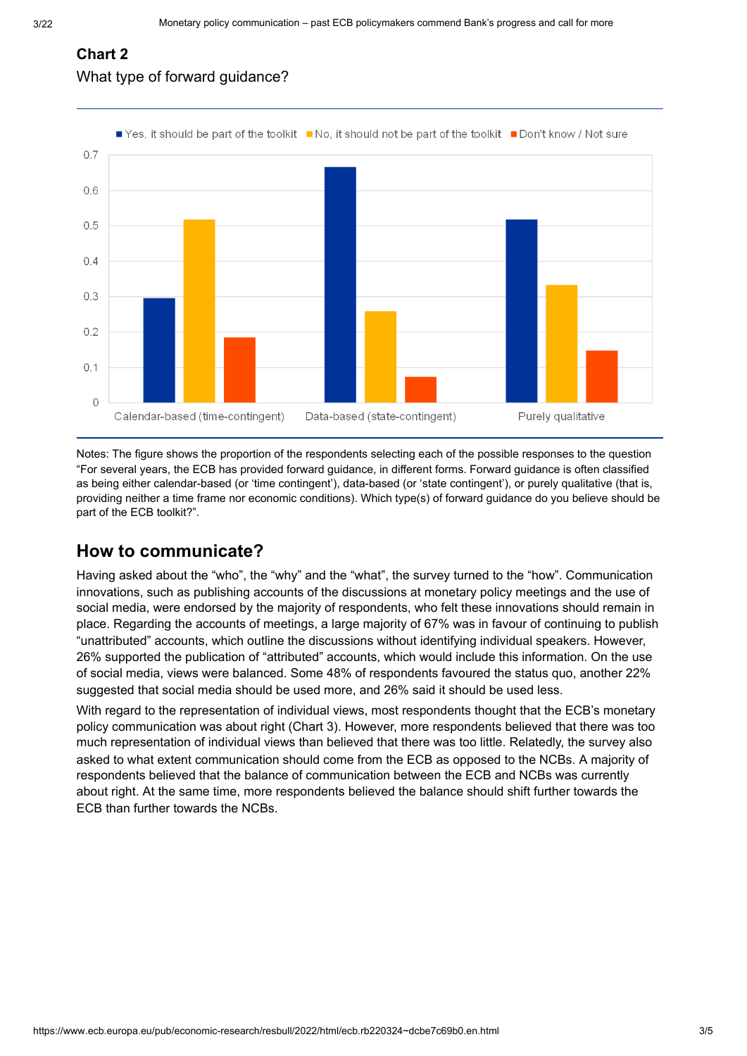**Chart 2**

What type of forward guidance?

Notes: The figure shows the proportion of the respondents selecting each of the possible responses to the question "For several years, the ECB has provided forward guidance, in different forms. Forward guidance is often classified as being either calendar-based (or 'time contingent'), data-based (or 'state contingent'), or purely qualitative (that is, providing neither a time frame nor economic conditions). Which type(s) of forward guidance do you believe should be part of the ECB toolkit?".

## How to communicate?

Having asked about the "who", the "why" and the "what", the survey turned to the "how". Communication innovations, such as publishing accounts of the discussions at monetary policy meetings and the use of social media, were endorsed by the majority of respondents, who felt these innovations should remain in place. Regarding the accounts of meetings, a large majority of 67% was in favour of continuing to publish "unattributed" accounts, which outline the discussions without identifying individual speakers. However, 26% supported the publication of "attributed" accounts, which would include this information. On the use of social media, views were balanced. Some 48% of respondents favoured the status quo, another 22% suggested that social media should be used more, and 26% said it should be used less.

With regard to the representation of individual views, most respondents thought that the ECB's monetary policy communication was about right (Chart 3). However, more respondents believed that there was too much representation of individual views than believed that there was too little. Relatedly, the survey also asked to what extent communication should come from the ECB as opposed to the NCBs. A majority of respondents believed that the balance of communication between the ECB and NCBs was currently about right. At the same time, more respondents believed the balance should shift further towards the ECB than further towards the NCBs.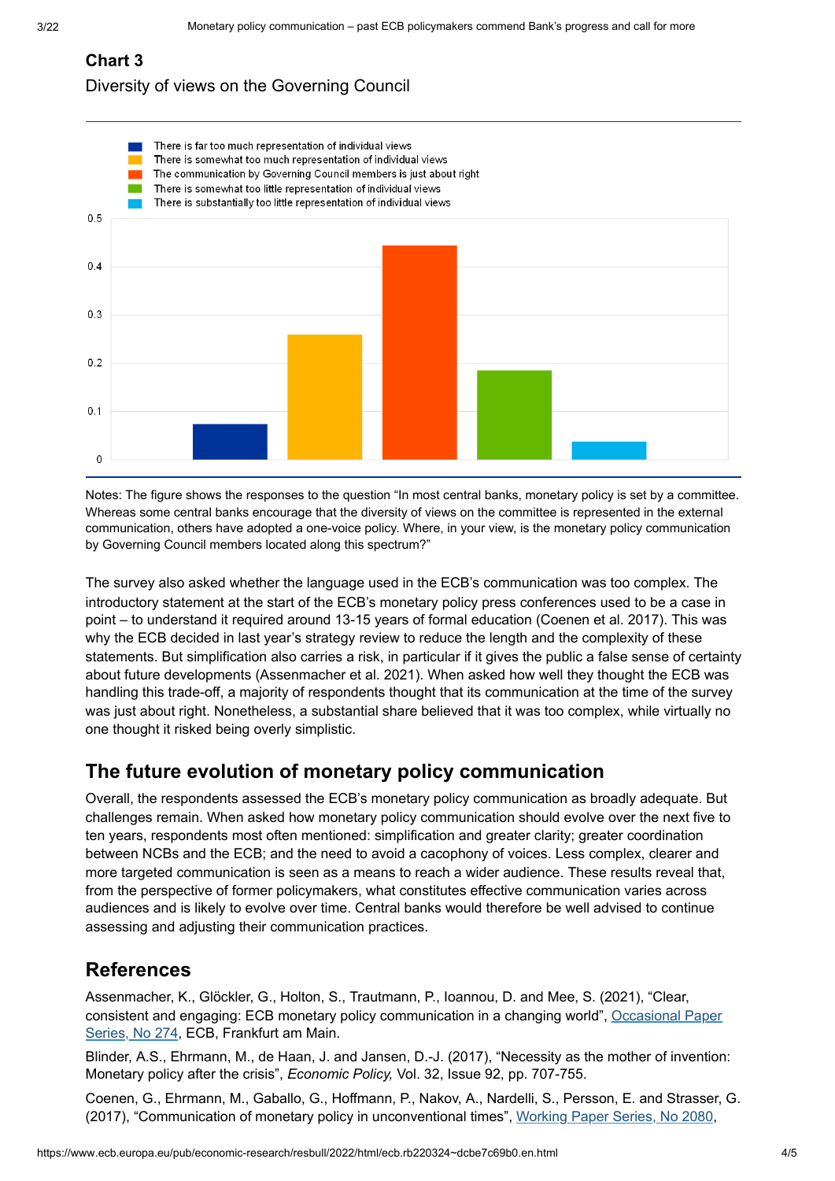**Chart 3**

Diversity of views on the Governing Council

Notes: The figure shows the responses to the question "In most central banks, monetary policy is set by a committee. Whereas some central banks encourage that the diversity of views on the committee is represented in the external communication, others have adopted a one-voice policy. Where, in your view, is the monetary policy communication by Governing Council members located along this spectrum?"

The survey also asked whether the language used in the ECB's communication was too complex. The introductory statement at the start of the ECB's monetary policy press conferences used to be a case in point – to understand it required around 13-15 years of formal education (Coenen et al. 2017). This was why the ECB decided in last year's strategy review to reduce the length and the complexity of these statements. But simplification also carries a risk, in particular if it gives the public a false sense of certainty about future developments (Assenmacher et al. 2021). When asked how well they thought the ECB was handling this trade-off, a majority of respondents thought that its communication at the time of the survey was just about right. Nonetheless, a substantial share believed that it was too complex, while virtually no one thought it risked being overly simplistic.

## The future evolution of monetary policy communication

Overall, the respondents assessed the ECB's monetary policy communication as broadly adequate. But challenges remain. When asked how monetary policy communication should evolve over the next five to ten years, respondents most often mentioned: simplification and greater clarity; greater coordination between NCBs and the ECB; and the need to avoid a cacophony of voices. Less complex, clearer and more targeted communication is seen as a means to reach a wider audience. These results reveal that, from the perspective of former policymakers, what constitutes effective communication varies across audiences and is likely to evolve over time. Central banks would therefore be well advised to continue assessing and adjusting their communication practices.

## References

Assenmacher, K., Glöckler, G., Holton, S., Trautmann, P., Ioannou, D. and Mee, S. (2021), "Clear, consistent and engaging: ECB monetary policy communication in a changing world", Occasional Paper Series, No 274, ECB, Frankfurt am Main.

Blinder, A.S., Ehrmann, M., de Haan, J. and Jansen, D.-J. (2017), "Necessity as the mother of invention: Monetary policy after the crisis", *Economic Policy,* Vol. 32, Issue 92, pp. 707-755.

Coenen, G., Ehrmann, M., Gaballo, G., Hoffmann, P., Nakov, A., Nardelli, S., Persson, E. and Strasser, G. (2017), "Communication of monetary policy in unconventional times", Working Paper Series, No 2080,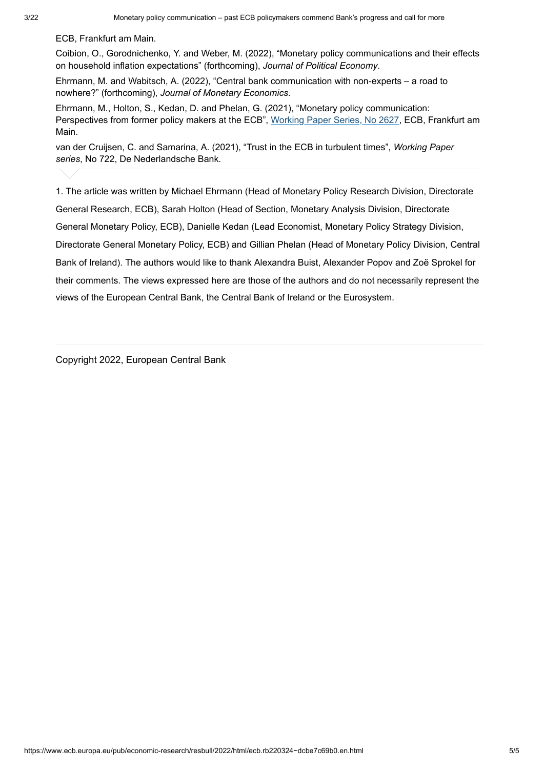ECB, Frankfurt am Main.

Coibion, O., Gorodnichenko, Y. and Weber, M. (2022), “Monetary policy communications and their effects on household inflation expectations” (forthcoming), *Journal of Political Economy*.

Ehrmann, M. and Wabitsch, A. (2022), “Central bank communication with non-experts – a road to nowhere?” (forthcoming), *Journal of Monetary Economics*.

Ehrmann, M., Holton, S., Kedan, D. and Phelan, G. (2021), “Monetary policy communication: Perspectives from former policy makers at the ECB”, Working Paper Series, No 2627, ECB, Frankfurt am Main.

van der Cruijsen, C. and Samarina, A. (2021), “Trust in the ECB in turbulent times”, *Working Paper series*, No 722, De Nederlandsche Bank.

1. The article was written by Michael Ehrmann (Head of Monetary Policy Research Division, Directorate General Research, ECB), Sarah Holton (Head of Section, Monetary Analysis Division, Directorate General Monetary Policy, ECB), Danielle Kedan (Lead Economist, Monetary Policy Strategy Division, Directorate General Monetary Policy, ECB) and Gillian Phelan (Head of Monetary Policy Division, Central Bank of Ireland). The authors would like to thank Alexandra Buist, Alexander Popov and Zoë Sprokel for their comments. The views expressed here are those of the authors and do not necessarily represent the views of the European Central Bank, the Central Bank of Ireland or the Eurosystem.

Copyright 2022, European Central Bank